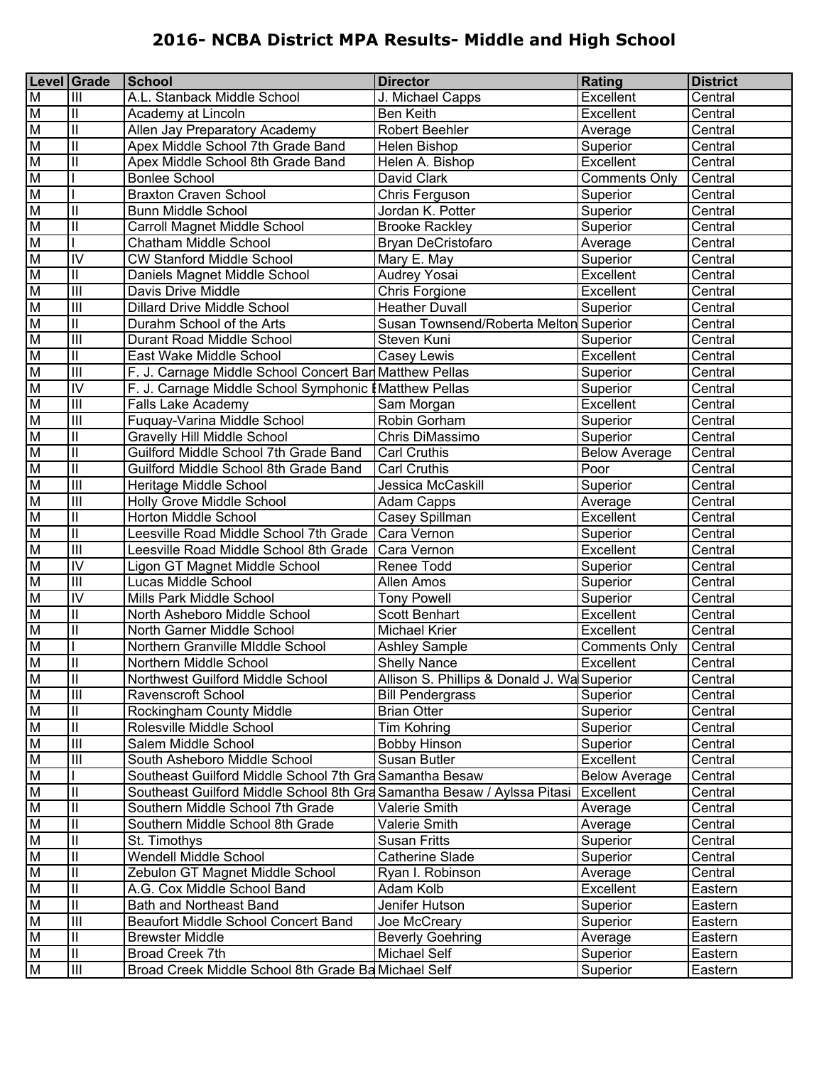# 2016- NCBA District MPA Results- Middle and High School

| Level | Grade | School | Director | Rating | District |
|---|---|---|---|---|---|
| M | III | A.L. Stanback Middle School | J. Michael Capps | Excellent | Central |
| M | II | Academy at Lincoln | Ben Keith | Excellent | Central |
| M | II | Allen Jay Preparatory Academy | Robert Beehler | Average | Central |
| M | II | Apex Middle School 7th Grade Band | Helen Bishop | Superior | Central |
| M | II | Apex Middle School 8th Grade Band | Helen A. Bishop | Excellent | Central |
| M | I | Bonlee School | David Clark | Comments Only | Central |
| M | I | Braxton Craven School | Chris Ferguson | Superior | Central |
| M | II | Bunn Middle School | Jordan K. Potter | Superior | Central |
| M | II | Carroll Magnet Middle School | Brooke Rackley | Superior | Central |
| M | I | Chatham Middle School | Bryan DeCristofaro | Average | Central |
| M | IV | CW Stanford Middle School | Mary E. May | Superior | Central |
| M | II | Daniels Magnet Middle School | Audrey Yosai | Excellent | Central |
| M | III | Davis Drive Middle | Chris Forgione | Excellent | Central |
| M | III | Dillard Drive Middle School | Heather Duvall | Superior | Central |
| M | II | Durahm School of the Arts | Susan Townsend/Roberta Melton | Superior | Central |
| M | III | Durant Road Middle School | Steven Kuni | Superior | Central |
| M | II | East Wake Middle School | Casey Lewis | Excellent | Central |
| M | III | F. J. Carnage Middle School Concert Ban | Matthew Pellas | Superior | Central |
| M | IV | F. J. Carnage Middle School Symphonic B | Matthew Pellas | Superior | Central |
| M | III | Falls Lake Academy | Sam Morgan | Excellent | Central |
| M | III | Fuquay-Varina Middle School | Robin Gorham | Superior | Central |
| M | II | Gravelly Hill Middle School | Chris DiMassimo | Superior | Central |
| M | II | Guilford Middle School 7th Grade Band | Carl Cruthis | Below Average | Central |
| M | II | Guilford Middle School 8th Grade Band | Carl Cruthis | Poor | Central |
| M | III | Heritage Middle School | Jessica McCaskill | Superior | Central |
| M | III | Holly Grove Middle School | Adam Capps | Average | Central |
| M | II | Horton Middle School | Casey Spillman | Excellent | Central |
| M | II | Leesville Road Middle School 7th Grade | Cara Vernon | Superior | Central |
| M | III | Leesville Road Middle School 8th Grade | Cara Vernon | Excellent | Central |
| M | IV | Ligon GT Magnet Middle School | Renee Todd | Superior | Central |
| M | III | Lucas Middle School | Allen Amos | Superior | Central |
| M | IV | Mills Park Middle School | Tony Powell | Superior | Central |
| M | II | North Asheboro Middle School | Scott Benhart | Excellent | Central |
| M | II | North Garner Middle School | Michael Krier | Excellent | Central |
| M | I | Northern Granville MIddle School | Ashley Sample | Comments Only | Central |
| M | II | Northern Middle School | Shelly Nance | Excellent | Central |
| M | II | Northwest Guilford Middle School | Allison S. Phillips & Donald J. Wa | Superior | Central |
| M | III | Ravenscroft School | Bill Pendergrass | Superior | Central |
| M | II | Rockingham County Middle | Brian Otter | Superior | Central |
| M | II | Rolesville Middle School | Tim Kohring | Superior | Central |
| M | III | Salem Middle School | Bobby Hinson | Superior | Central |
| M | III | South Asheboro Middle School | Susan Butler | Excellent | Central |
| M | I | Southeast Guilford Middle School 7th Gra | Samantha Besaw | Below Average | Central |
| M | II | Southeast Guilford Middle School 8th Gra | Samantha Besaw / Aylssa Pitasi | Excellent | Central |
| M | II | Southern Middle School 7th Grade | Valerie Smith | Average | Central |
| M | II | Southern Middle School 8th Grade | Valerie Smith | Average | Central |
| M | II | St. Timothys | Susan Fritts | Superior | Central |
| M | II | Wendell Middle School | Catherine Slade | Superior | Central |
| M | II | Zebulon GT Magnet Middle School | Ryan I. Robinson | Average | Central |
| M | II | A.G. Cox Middle School Band | Adam Kolb | Excellent | Eastern |
| M | II | Bath and Northeast Band | Jenifer Hutson | Superior | Eastern |
| M | III | Beaufort Middle School Concert Band | Joe McCreary | Superior | Eastern |
| M | II | Brewster Middle | Beverly Goehring | Average | Eastern |
| M | II | Broad Creek 7th | Michael Self | Superior | Eastern |
| M | III | Broad Creek Middle School 8th Grade Ba | Michael Self | Superior | Eastern |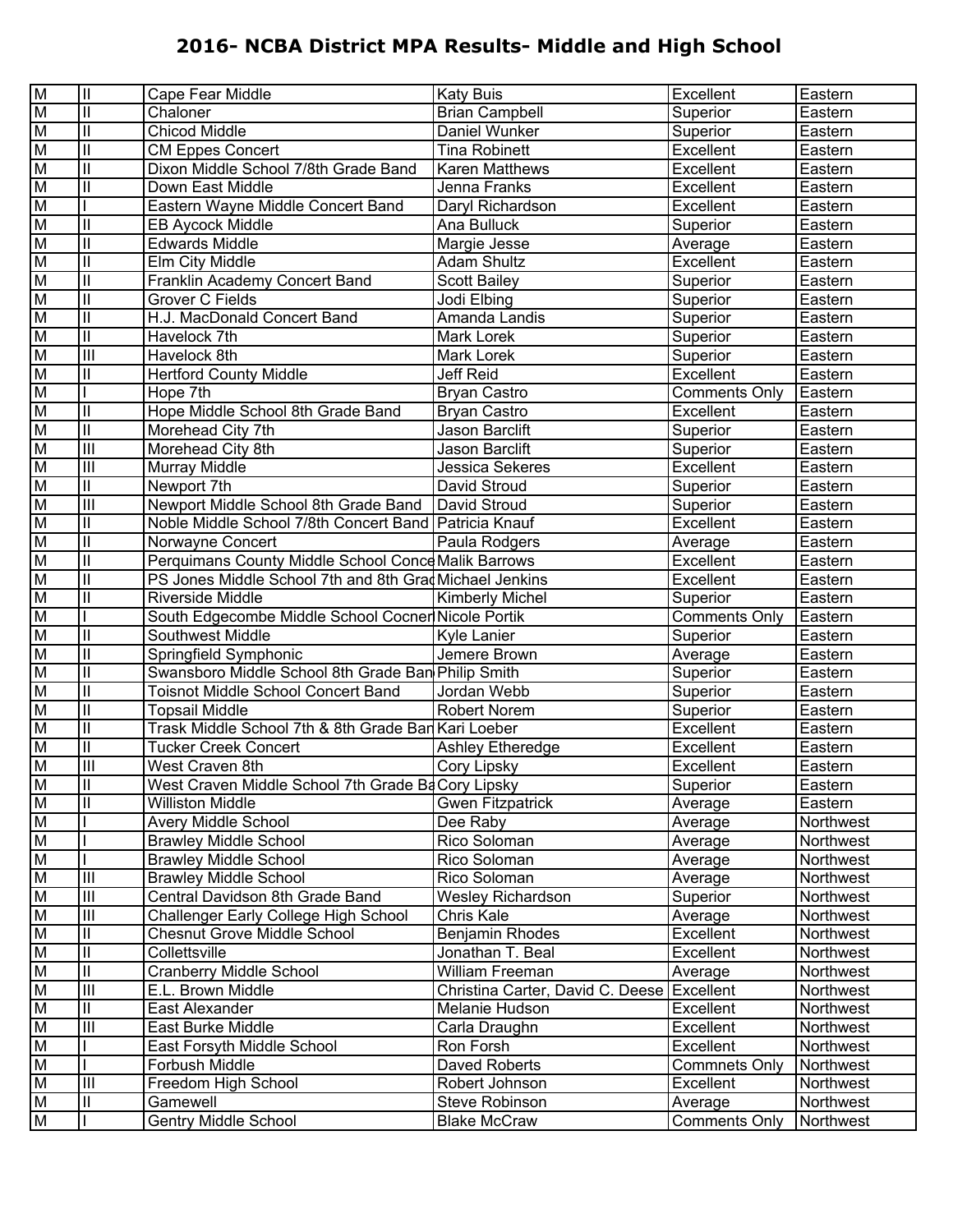## 2016- NCBA District MPA Results- Middle and High School

| | | | | | |
|---|---|---|---|---|---|
| M | II | Cape Fear Middle | Katy Buis | Excellent | Eastern |
| M | II | Chaloner | Brian Campbell | Superior | Eastern |
| M | II | Chicod Middle | Daniel Wunker | Superior | Eastern |
| M | II | CM Eppes Concert | Tina Robinett | Excellent | Eastern |
| M | II | Dixon Middle School 7/8th Grade Band | Karen Matthews | Excellent | Eastern |
| M | II | Down East Middle | Jenna Franks | Excellent | Eastern |
| M | I | Eastern Wayne Middle Concert Band | Daryl Richardson | Excellent | Eastern |
| M | II | EB Aycock Middle | Ana Bulluck | Superior | Eastern |
| M | II | Edwards Middle | Margie Jesse | Average | Eastern |
| M | II | Elm City Middle | Adam Shultz | Excellent | Eastern |
| M | II | Franklin Academy Concert Band | Scott Bailey | Superior | Eastern |
| M | II | Grover C Fields | Jodi Elbing | Superior | Eastern |
| M | II | H.J. MacDonald Concert Band | Amanda Landis | Superior | Eastern |
| M | II | Havelock 7th | Mark Lorek | Superior | Eastern |
| M | III | Havelock 8th | Mark Lorek | Superior | Eastern |
| M | II | Hertford County Middle | Jeff Reid | Excellent | Eastern |
| M | I | Hope 7th | Bryan Castro | Comments Only | Eastern |
| M | II | Hope Middle School 8th Grade Band | Bryan Castro | Excellent | Eastern |
| M | II | Morehead City 7th | Jason Barclift | Superior | Eastern |
| M | III | Morehead City 8th | Jason Barclift | Superior | Eastern |
| M | III | Murray Middle | Jessica Sekeres | Excellent | Eastern |
| M | II | Newport 7th | David Stroud | Superior | Eastern |
| M | III | Newport Middle School 8th Grade Band | David Stroud | Superior | Eastern |
| M | II | Noble Middle School 7/8th Concert Band | Patricia Knauf | Excellent | Eastern |
| M | II | Norwayne Concert | Paula Rodgers | Average | Eastern |
| M | II | Perquimans County Middle School Conce | Malik Barrows | Excellent | Eastern |
| M | II | PS Jones Middle School 7th and 8th Grad | Michael Jenkins | Excellent | Eastern |
| M | II | Riverside Middle | Kimberly Michel | Superior | Eastern |
| M | I | South Edgecombe Middle School Cocner | Nicole Portik | Comments Only | Eastern |
| M | II | Southwest Middle | Kyle Lanier | Superior | Eastern |
| M | II | Springfield Symphonic | Jemere Brown | Average | Eastern |
| M | II | Swansboro Middle School 8th Grade Ban | Philip Smith | Superior | Eastern |
| M | II | Toisnot Middle School Concert Band | Jordan Webb | Superior | Eastern |
| M | II | Topsail Middle | Robert Norem | Superior | Eastern |
| M | II | Trask Middle School 7th & 8th Grade Ban | Kari Loeber | Excellent | Eastern |
| M | II | Tucker Creek Concert | Ashley Etheredge | Excellent | Eastern |
| M | III | West Craven 8th | Cory Lipsky | Excellent | Eastern |
| M | II | West Craven Middle School 7th Grade Ba | Cory Lipsky | Superior | Eastern |
| M | II | Williston Middle | Gwen Fitzpatrick | Average | Eastern |
| M | I | Avery Middle School | Dee Raby | Average | Northwest |
| M | I | Brawley Middle School | Rico Soloman | Average | Northwest |
| M | I | Brawley Middle School | Rico Soloman | Average | Northwest |
| M | III | Brawley Middle School | Rico Soloman | Average | Northwest |
| M | III | Central Davidson 8th Grade Band | Wesley Richardson | Superior | Northwest |
| M | III | Challenger Early College High School | Chris Kale | Average | Northwest |
| M | II | Chesnut Grove Middle School | Benjamin Rhodes | Excellent | Northwest |
| M | II | Collettsville | Jonathan T. Beal | Excellent | Northwest |
| M | II | Cranberry Middle School | William Freeman | Average | Northwest |
| M | III | E.L. Brown Middle | Christina Carter, David C. Deese | Excellent | Northwest |
| M | II | East Alexander | Melanie Hudson | Excellent | Northwest |
| M | III | East Burke Middle | Carla Draughn | Excellent | Northwest |
| M | I | East Forsyth Middle School | Ron Forsh | Excellent | Northwest |
| M | I | Forbush Middle | Daved Roberts | Commnets Only | Northwest |
| M | III | Freedom High School | Robert Johnson | Excellent | Northwest |
| M | II | Gamewell | Steve Robinson | Average | Northwest |
| M | I | Gentry Middle School | Blake McCraw | Comments Only | Northwest |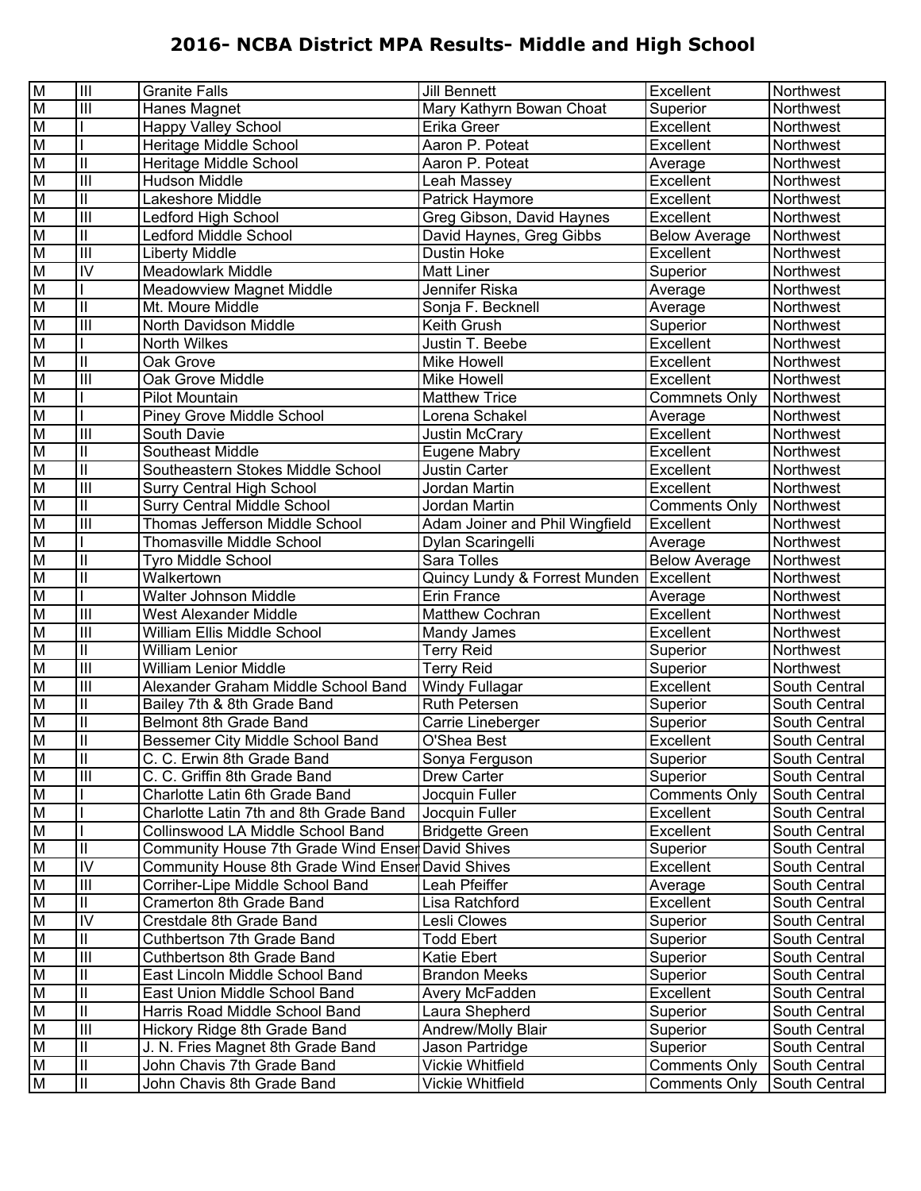# 2016- NCBA District MPA Results- Middle and High School

| | | | | | |
|---|---|---|---|---|---|
| M | III | Granite Falls | Jill Bennett | Excellent | Northwest |
| M | III | Hanes Magnet | Mary Kathyrn Bowan Choat | Superior | Northwest |
| M | I | Happy Valley School | Erika Greer | Excellent | Northwest |
| M | I | Heritage Middle School | Aaron P. Poteat | Excellent | Northwest |
| M | II | Heritage Middle School | Aaron P. Poteat | Average | Northwest |
| M | III | Hudson Middle | Leah Massey | Excellent | Northwest |
| M | II | Lakeshore Middle | Patrick Haymore | Excellent | Northwest |
| M | III | Ledford High School | Greg Gibson, David Haynes | Excellent | Northwest |
| M | II | Ledford Middle School | David Haynes, Greg Gibbs | Below Average | Northwest |
| M | III | Liberty Middle | Dustin Hoke | Excellent | Northwest |
| M | IV | Meadowlark Middle | Matt Liner | Superior | Northwest |
| M | I | Meadowview Magnet Middle | Jennifer Riska | Average | Northwest |
| M | II | Mt. Moure Middle | Sonja F. Becknell | Average | Northwest |
| M | III | North Davidson Middle | Keith Grush | Superior | Northwest |
| M | I | North Wilkes | Justin T. Beebe | Excellent | Northwest |
| M | II | Oak Grove | Mike Howell | Excellent | Northwest |
| M | III | Oak Grove Middle | Mike Howell | Excellent | Northwest |
| M | I | Pilot Mountain | Matthew Trice | Commnets Only | Northwest |
| M | I | Piney Grove Middle School | Lorena Schakel | Average | Northwest |
| M | III | South Davie | Justin McCrary | Excellent | Northwest |
| M | II | Southeast Middle | Eugene Mabry | Excellent | Northwest |
| M | II | Southeastern Stokes Middle School | Justin Carter | Excellent | Northwest |
| M | III | Surry Central High School | Jordan Martin | Excellent | Northwest |
| M | II | Surry Central Middle School | Jordan Martin | Comments Only | Northwest |
| M | III | Thomas Jefferson Middle School | Adam Joiner and Phil Wingfield | Excellent | Northwest |
| M | I | Thomasville Middle School | Dylan Scaringelli | Average | Northwest |
| M | II | Tyro Middle School | Sara Tolles | Below Average | Northwest |
| M | II | Walkertown | Quincy Lundy & Forrest Munden | Excellent | Northwest |
| M | I | Walter Johnson Middle | Erin France | Average | Northwest |
| M | III | West Alexander Middle | Matthew Cochran | Excellent | Northwest |
| M | III | William Ellis Middle School | Mandy James | Excellent | Northwest |
| M | II | William Lenior | Terry Reid | Superior | Northwest |
| M | III | William Lenior Middle | Terry Reid | Superior | Northwest |
| M | III | Alexander Graham Middle School Band | Windy Fullagar | Excellent | South Central |
| M | II | Bailey 7th & 8th Grade Band | Ruth Petersen | Superior | South Central |
| M | II | Belmont 8th Grade Band | Carrie Lineberger | Superior | South Central |
| M | II | Bessemer City Middle School Band | O'Shea Best | Excellent | South Central |
| M | II | C. C. Erwin 8th Grade Band | Sonya Ferguson | Superior | South Central |
| M | III | C. C. Griffin 8th Grade Band | Drew Carter | Superior | South Central |
| M | I | Charlotte Latin 6th Grade Band | Jocquin Fuller | Comments Only | South Central |
| M | I | Charlotte Latin 7th and 8th Grade Band | Jocquin Fuller | Excellent | South Central |
| M | I | Collinswood LA Middle School Band | Bridgette Green | Excellent | South Central |
| M | II | Community House 7th Grade Wind Enser | David Shives | Superior | South Central |
| M | IV | Community House 8th Grade Wind Enser | David Shives | Excellent | South Central |
| M | III | Corriher-Lipe Middle School Band | Leah Pfeiffer | Average | South Central |
| M | II | Cramerton 8th Grade Band | Lisa Ratchford | Excellent | South Central |
| M | IV | Crestdale 8th Grade Band | Lesli Clowes | Superior | South Central |
| M | II | Cuthbertson 7th Grade Band | Todd Ebert | Superior | South Central |
| M | III | Cuthbertson 8th Grade Band | Katie Ebert | Superior | South Central |
| M | II | East Lincoln Middle School Band | Brandon Meeks | Superior | South Central |
| M | II | East Union Middle School Band | Avery McFadden | Excellent | South Central |
| M | II | Harris Road Middle School Band | Laura Shepherd | Superior | South Central |
| M | III | Hickory Ridge 8th Grade Band | Andrew/Molly Blair | Superior | South Central |
| M | II | J. N. Fries Magnet 8th Grade Band | Jason Partridge | Superior | South Central |
| M | II | John Chavis 7th Grade Band | Vickie Whitfield | Comments Only | South Central |
| M | II | John Chavis 8th Grade Band | Vickie Whitfield | Comments Only | South Central |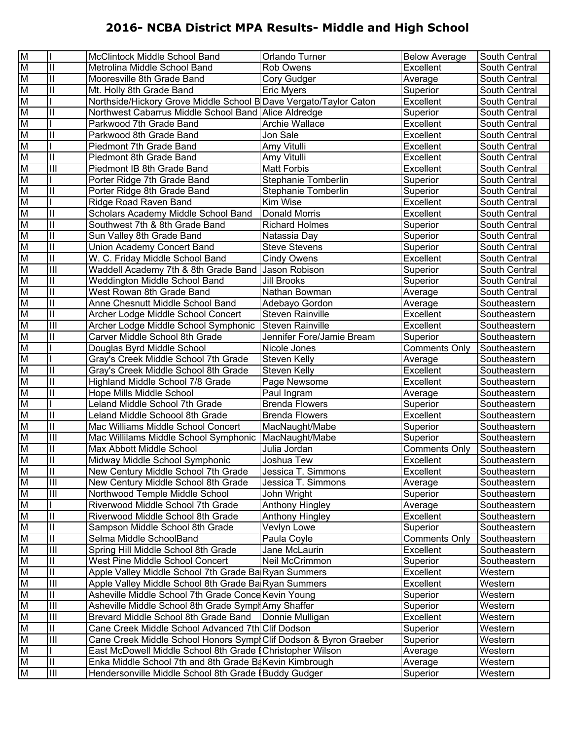# 2016- NCBA District MPA Results- Middle and High School

| | | | | | |
|---|---|---|---|---|---|
| M | I | McClintock Middle School Band | Orlando Turner | Below Average | South Central |
| M | II | Metrolina Middle School Band | Rob Owens | Excellent | South Central |
| M | II | Mooresville 8th Grade Band | Cory Gudger | Average | South Central |
| M | II | Mt. Holly 8th Grade Band | Eric Myers | Superior | South Central |
| M | I | Northside/Hickory Grove Middle School B | Dave Vergato/Taylor Caton | Excellent | South Central |
| M | II | Northwest Cabarrus Middle School Band | Alice Aldredge | Superior | South Central |
| M | I | Parkwood 7th Grade Band | Archie Wallace | Excellent | South Central |
| M | II | Parkwood 8th Grade Band | Jon Sale | Excellent | South Central |
| M | I | Piedmont 7th Grade Band | Amy Vitulli | Excellent | South Central |
| M | II | Piedmont 8th Grade Band | Amy Vitulli | Excellent | South Central |
| M | III | Piedmont IB 8th Grade Band | Matt Forbis | Excellent | South Central |
| M | I | Porter Ridge 7th Grade Band | Stephanie Tomberlin | Superior | South Central |
| M | II | Porter Ridge 8th Grade Band | Stephanie Tomberlin | Superior | South Central |
| M | I | Ridge Road Raven Band | Kim Wise | Excellent | South Central |
| M | II | Scholars Academy Middle School Band | Donald Morris | Excellent | South Central |
| M | II | Southwest 7th & 8th Grade Band | Richard Holmes | Superior | South Central |
| M | II | Sun Valley 8th Grade Band | Natassia Day | Superior | South Central |
| M | II | Union Academy Concert Band | Steve Stevens | Superior | South Central |
| M | II | W. C. Friday Middle School Band | Cindy Owens | Excellent | South Central |
| M | III | Waddell Academy 7th & 8th Grade Band | Jason Robison | Superior | South Central |
| M | II | Weddington Middle School Band | Jill Brooks | Superior | South Central |
| M | II | West Rowan 8th Grade Band | Nathan Bowman | Average | South Central |
| M | II | Anne Chesnutt Middle School Band | Adebayo Gordon | Average | Southeastern |
| M | II | Archer Lodge Middle School Concert | Steven Rainville | Excellent | Southeastern |
| M | III | Archer Lodge Middle School Symphonic | Steven Rainville | Excellent | Southeastern |
| M | II | Carver Middle School 8th Grade | Jennifer Fore/Jamie Bream | Superior | Southeastern |
| M | I | Douglas Byrd Middle School | Nicole Jones | Comments Only | Southeastern |
| M | I | Gray's Creek Middle School 7th Grade | Steven Kelly | Average | Southeastern |
| M | II | Gray's Creek Middle School 8th Grade | Steven Kelly | Excellent | Southeastern |
| M | II | Highland Middle School 7/8 Grade | Page Newsome | Excellent | Southeastern |
| M | II | Hope Mills Middle School | Paul Ingram | Average | Southeastern |
| M | I | Leland Middle School 7th Grade | Brenda Flowers | Superior | Southeastern |
| M | II | Leland Middle Schoool 8th Grade | Brenda Flowers | Excellent | Southeastern |
| M | II | Mac Williams Middle School Concert | MacNaught/Mabe | Superior | Southeastern |
| M | III | Mac Willilams Middle School Symphonic | MacNaught/Mabe | Superior | Southeastern |
| M | II | Max Abbott Middle School | Julia Jordan | Comments Only | Southeastern |
| M | II | Midway Middle School Symphonic | Joshua Tew | Excellent | Southeastern |
| M | II | New Century Middle School 7th Grade | Jessica T. Simmons | Excellent | Southeastern |
| M | III | New Century Middle School 8th Grade | Jessica T. Simmons | Average | Southeastern |
| M | III | Northwood Temple Middle School | John Wright | Superior | Southeastern |
| M | I | Riverwood Middle School 7th Grade | Anthony Hingley | Average | Southeastern |
| M | II | Riverwood Middle School 8th Grade | Anthony Hingley | Excellent | Southeastern |
| M | II | Sampson Middle School 8th Grade | Vevlyn Lowe | Superior | Southeastern |
| M | II | Selma Middle SchoolBand | Paula Coyle | Comments Only | Southeastern |
| M | III | Spring Hill Middle School 8th Grade | Jane McLaurin | Excellent | Southeastern |
| M | II | West Pine Middle School Concert | Neil McCrimmon | Superior | Southeastern |
| M | II | Apple Valley Middle School 7th Grade Ba | Ryan Summers | Excellent | Western |
| M | III | Apple Valley Middle School 8th Grade Ba | Ryan Summers | Excellent | Western |
| M | II | Asheville Middle School 7th Grade Conce | Kevin Young | Superior | Western |
| M | III | Asheville Middle School 8th Grade Symph | Amy Shaffer | Superior | Western |
| M | III | Brevard Middle School 8th Grade Band | Donnie Mulligan | Excellent | Western |
| M | II | Cane Creek Middle School Advanced 7th | Clif Dodson | Superior | Western |
| M | III | Cane Creek Middle School Honors Symp | Clif Dodson & Byron Graeber | Superior | Western |
| M | I | East McDowell Middle School 8th Grade I | Christopher Wilson | Average | Western |
| M | II | Enka Middle School 7th and 8th Grade Ba | Kevin Kimbrough | Average | Western |
| M | III | Hendersonville Middle School 8th Grade I | Buddy Gudger | Superior | Western |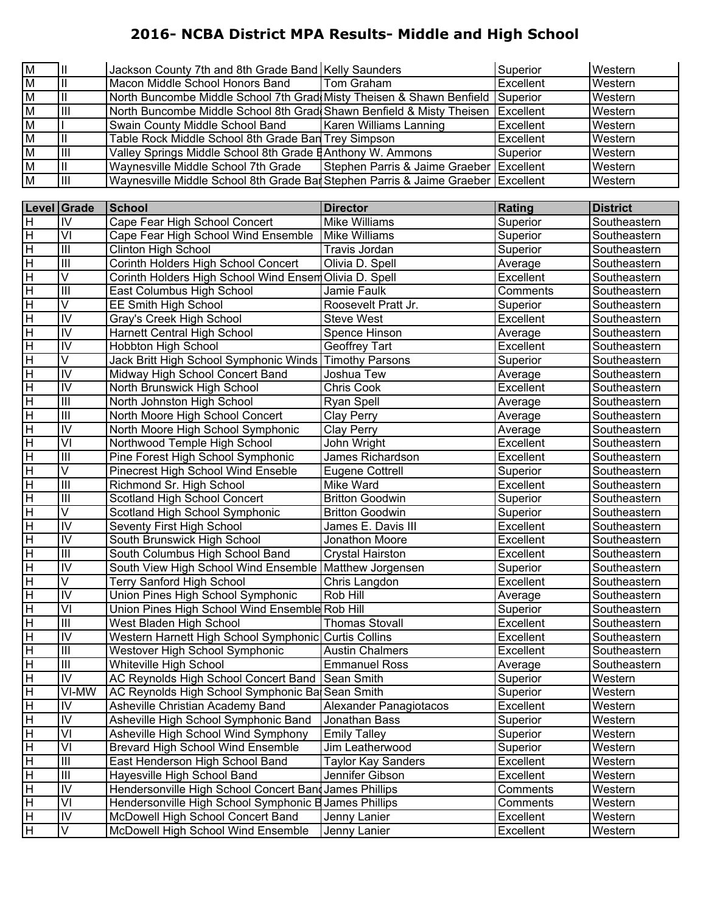# 2016- NCBA District MPA Results- Middle and High School

| Level | Grade | School | Director | Rating | District |
|---|---|---|---|---|---|
| M | II | Jackson County 7th and 8th Grade Band | Kelly Saunders | Superior | Western |
| M | II | Macon Middle School Honors Band | Tom Graham | Excellent | Western |
| M | II | North Buncombe Middle School 7th Grad | Misty Theisen & Shawn Benfield | Superior | Western |
| M | III | North Buncombe Middle School 8th Grad | Shawn Benfield & Misty Theisen | Excellent | Western |
| M | I | Swain County Middle School Band | Karen Williams Lanning | Excellent | Western |
| M | II | Table Rock Middle School 8th Grade Ban | Trey Simpson | Excellent | Western |
| M | III | Valley Springs Middle School 8th Grade B | Anthony W. Ammons | Superior | Western |
| M | II | Waynesville Middle School 7th Grade | Stephen Parris & Jaime Graeber | Excellent | Western |
| M | III | Waynesville Middle School 8th Grade Bar | Stephen Parris & Jaime Graeber | Excellent | Western |

| Level | Grade | School | Director | Rating | District |
|---|---|---|---|---|---|
| H | IV | Cape Fear High School Concert | Mike Williams | Superior | Southeastern |
| H | VI | Cape Fear High School Wind Ensemble | Mike Williams | Superior | Southeastern |
| H | III | Clinton High School | Travis Jordan | Superior | Southeastern |
| H | III | Corinth Holders High School Concert | Olivia D. Spell | Average | Southeastern |
| H | V | Corinth Holders High School Wind Ensem | Olivia D. Spell | Excellent | Southeastern |
| H | III | East Columbus High School | Jamie Faulk | Comments | Southeastern |
| H | V | EE Smith High School | Roosevelt Pratt Jr. | Superior | Southeastern |
| H | IV | Gray's Creek High School | Steve West | Excellent | Southeastern |
| H | IV | Harnett Central High School | Spence Hinson | Average | Southeastern |
| H | IV | Hobbton High School | Geoffrey Tart | Excellent | Southeastern |
| H | V | Jack Britt High School Symphonic Winds | Timothy Parsons | Superior | Southeastern |
| H | IV | Midway High School Concert Band | Joshua Tew | Average | Southeastern |
| H | IV | North Brunswick High School | Chris Cook | Excellent | Southeastern |
| H | III | North Johnston High School | Ryan Spell | Average | Southeastern |
| H | III | North Moore High School Concert | Clay Perry | Average | Southeastern |
| H | IV | North Moore High School Symphonic | Clay Perry | Average | Southeastern |
| H | VI | Northwood Temple High School | John Wright | Excellent | Southeastern |
| H | III | Pine Forest High School Symphonic | James Richardson | Excellent | Southeastern |
| H | V | Pinecrest High School Wind Enseble | Eugene Cottrell | Superior | Southeastern |
| H | III | Richmond Sr. High School | Mike Ward | Excellent | Southeastern |
| H | III | Scotland High School Concert | Britton Goodwin | Superior | Southeastern |
| H | V | Scotland High School Symphonic | Britton Goodwin | Superior | Southeastern |
| H | IV | Seventy First High School | James E. Davis III | Excellent | Southeastern |
| H | IV | South Brunswick High School | Jonathon Moore | Excellent | Southeastern |
| H | III | South Columbus High School Band | Crystal Hairston | Excellent | Southeastern |
| H | IV | South View High School Wind Ensemble | Matthew Jorgensen | Superior | Southeastern |
| H | V | Terry Sanford High School | Chris Langdon | Excellent | Southeastern |
| H | IV | Union Pines High School Symphonic | Rob Hill | Average | Southeastern |
| H | VI | Union Pines High School Wind Ensemble | Rob Hill | Superior | Southeastern |
| H | III | West Bladen High School | Thomas Stovall | Excellent | Southeastern |
| H | IV | Western Harnett High School Symphonic | Curtis Collins | Excellent | Southeastern |
| H | III | Westover High School Symphonic | Austin Chalmers | Excellent | Southeastern |
| H | III | Whiteville High School | Emmanuel Ross | Average | Southeastern |
| H | IV | AC Reynolds High School Concert Band | Sean Smith | Superior | Western |
| H | VI-MW | AC Reynolds High School Symphonic Bar | Sean Smith | Superior | Western |
| H | IV | Asheville Christian Academy Band | Alexander Panagiotacos | Excellent | Western |
| H | IV | Asheville High School Symphonic Band | Jonathan Bass | Superior | Western |
| H | VI | Asheville High School Wind Symphony | Emily Talley | Superior | Western |
| H | VI | Brevard High School Wind Ensemble | Jim Leatherwood | Superior | Western |
| H | III | East Henderson High School Band | Taylor Kay Sanders | Excellent | Western |
| H | III | Hayesville High School Band | Jennifer Gibson | Excellent | Western |
| H | IV | Hendersonville High School Concert Banc | James Phillips | Comments | Western |
| H | VI | Hendersonville High School Symphonic B | James Phillips | Comments | Western |
| H | IV | McDowell High School Concert Band | Jenny Lanier | Excellent | Western |
| H | V | McDowell High School Wind Ensemble | Jenny Lanier | Excellent | Western |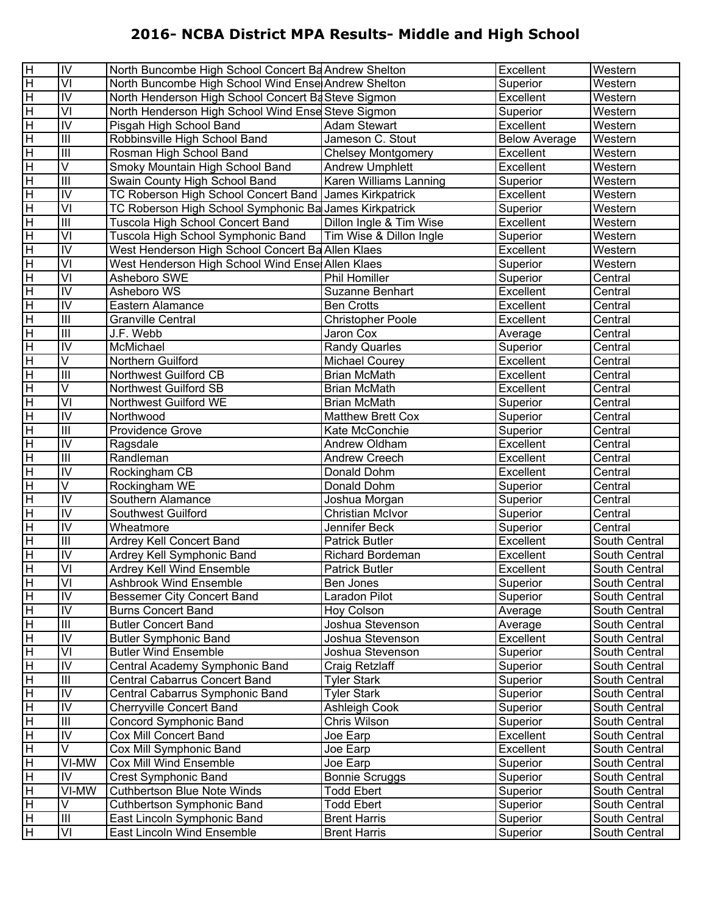## 2016- NCBA District MPA Results- Middle and High School

| | | | | | |
|---|---|---|---|---|---|
| H | IV | North Buncombe High School Concert Ba | Andrew Shelton | Excellent | Western |
| H | VI | North Buncombe High School Wind Ense | Andrew Shelton | Superior | Western |
| H | IV | North Henderson High School Concert Ba | Steve Sigmon | Excellent | Western |
| H | VI | North Henderson High School Wind Ense | Steve Sigmon | Superior | Western |
| H | IV | Pisgah High School Band | Adam Stewart | Excellent | Western |
| H | III | Robbinsville High School Band | Jameson C. Stout | Below Average | Western |
| H | III | Rosman High School Band | Chelsey Montgomery | Excellent | Western |
| H | V | Smoky Mountain High School Band | Andrew Umphlett | Excellent | Western |
| H | III | Swain County High School Band | Karen Williams Lanning | Superior | Western |
| H | IV | TC Roberson High School Concert Band | James Kirkpatrick | Excellent | Western |
| H | VI | TC Roberson High School Symphonic Ba | James Kirkpatrick | Superior | Western |
| H | III | Tuscola High School Concert Band | Dillon Ingle & Tim Wise | Excellent | Western |
| H | VI | Tuscola High School Symphonic Band | Tim Wise & Dillon Ingle | Superior | Western |
| H | IV | West Henderson High School Concert Ba | Allen Klaes | Excellent | Western |
| H | VI | West Henderson High School Wind Ense | Allen Klaes | Superior | Western |
| H | VI | Asheboro SWE | Phil Homiller | Superior | Central |
| H | IV | Asheboro WS | Suzanne Benhart | Excellent | Central |
| H | IV | Eastern Alamance | Ben Crotts | Excellent | Central |
| H | III | Granville Central | Christopher Poole | Excellent | Central |
| H | III | J.F. Webb | Jaron Cox | Average | Central |
| H | IV | McMichael | Randy Quarles | Superior | Central |
| H | V | Northern Guilford | Michael Courey | Excellent | Central |
| H | III | Northwest Guilford CB | Brian McMath | Excellent | Central |
| H | V | Northwest Guilford SB | Brian McMath | Excellent | Central |
| H | VI | Northwest Guilford WE | Brian McMath | Superior | Central |
| H | IV | Northwood | Matthew Brett Cox | Superior | Central |
| H | III | Providence Grove | Kate McConchie | Superior | Central |
| H | IV | Ragsdale | Andrew Oldham | Excellent | Central |
| H | III | Randleman | Andrew Creech | Excellent | Central |
| H | IV | Rockingham CB | Donald Dohm | Excellent | Central |
| H | V | Rockingham WE | Donald Dohm | Superior | Central |
| H | IV | Southern Alamance | Joshua Morgan | Superior | Central |
| H | IV | Southwest Guilford | Christian McIvor | Superior | Central |
| H | IV | Wheatmore | Jennifer Beck | Superior | Central |
| H | III | Ardrey Kell Concert Band | Patrick Butler | Excellent | South Central |
| H | IV | Ardrey Kell Symphonic Band | Richard Bordeman | Excellent | South Central |
| H | VI | Ardrey Kell Wind Ensemble | Patrick Butler | Excellent | South Central |
| H | VI | Ashbrook Wind Ensemble | Ben Jones | Superior | South Central |
| H | IV | Bessemer City Concert Band | Laradon Pilot | Superior | South Central |
| H | IV | Burns Concert Band | Hoy Colson | Average | South Central |
| H | III | Butler Concert Band | Joshua Stevenson | Average | South Central |
| H | IV | Butler Symphonic Band | Joshua Stevenson | Excellent | South Central |
| H | VI | Butler Wind Ensemble | Joshua Stevenson | Superior | South Central |
| H | IV | Central Academy Symphonic Band | Craig Retzlaff | Superior | South Central |
| H | III | Central Cabarrus Concert Band | Tyler Stark | Superior | South Central |
| H | IV | Central Cabarrus Symphonic Band | Tyler Stark | Superior | South Central |
| H | IV | Cherryville Concert Band | Ashleigh Cook | Superior | South Central |
| H | III | Concord Symphonic Band | Chris Wilson | Superior | South Central |
| H | IV | Cox Mill Concert Band | Joe Earp | Excellent | South Central |
| H | V | Cox Mill Symphonic Band | Joe Earp | Excellent | South Central |
| H | VI-MW | Cox Mill Wind Ensemble | Joe Earp | Superior | South Central |
| H | IV | Crest Symphonic Band | Bonnie Scruggs | Superior | South Central |
| H | VI-MW | Cuthbertson Blue Note Winds | Todd Ebert | Superior | South Central |
| H | V | Cuthbertson Symphonic Band | Todd Ebert | Superior | South Central |
| H | III | East Lincoln Symphonic Band | Brent Harris | Superior | South Central |
| H | VI | East Lincoln Wind Ensemble | Brent Harris | Superior | South Central |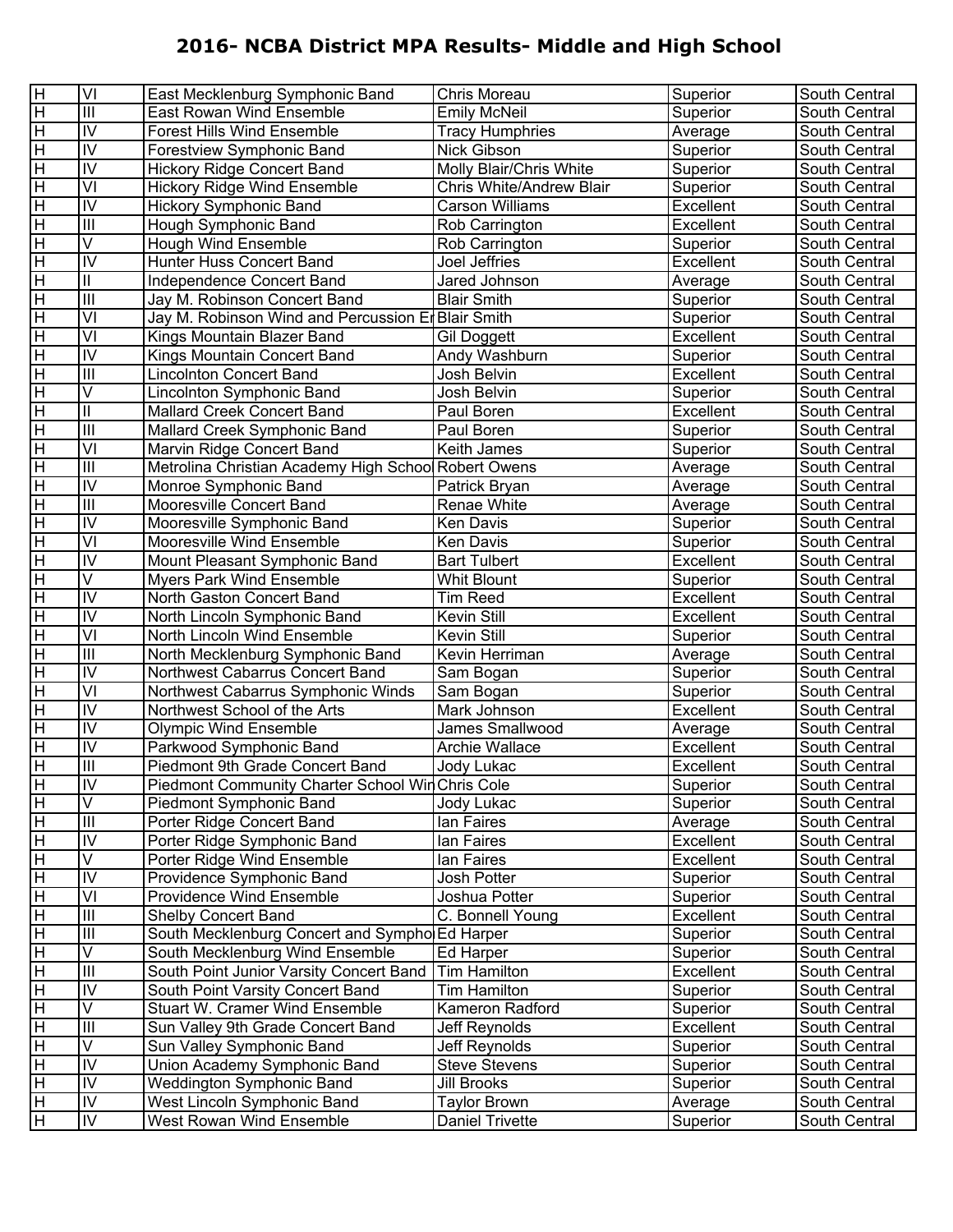## 2016- NCBA District MPA Results- Middle and High School

| | | | | | |
|---|---|---|---|---|---|
| H | VI | East Mecklenburg Symphonic Band | Chris Moreau | Superior | South Central |
| H | III | East Rowan Wind Ensemble | Emily McNeil | Superior | South Central |
| H | IV | Forest Hills Wind Ensemble | Tracy Humphries | Average | South Central |
| H | IV | Forestview Symphonic Band | Nick Gibson | Superior | South Central |
| H | IV | Hickory Ridge Concert Band | Molly Blair/Chris White | Superior | South Central |
| H | VI | Hickory Ridge Wind Ensemble | Chris White/Andrew Blair | Superior | South Central |
| H | IV | Hickory Symphonic Band | Carson Williams | Excellent | South Central |
| H | III | Hough Symphonic Band | Rob Carrington | Excellent | South Central |
| H | V | Hough Wind Ensemble | Rob Carrington | Superior | South Central |
| H | IV | Hunter Huss Concert Band | Joel Jeffries | Excellent | South Central |
| H | II | Independence Concert Band | Jared Johnson | Average | South Central |
| H | III | Jay M. Robinson Concert Band | Blair Smith | Superior | South Central |
| H | VI | Jay M. Robinson Wind and Percussion Er | Blair Smith | Superior | South Central |
| H | VI | Kings Mountain Blazer Band | Gil Doggett | Excellent | South Central |
| H | IV | Kings Mountain Concert Band | Andy Washburn | Superior | South Central |
| H | III | Lincolnton Concert Band | Josh Belvin | Excellent | South Central |
| H | V | Lincolnton Symphonic Band | Josh Belvin | Superior | South Central |
| H | II | Mallard Creek Concert Band | Paul Boren | Excellent | South Central |
| H | III | Mallard Creek Symphonic Band | Paul Boren | Superior | South Central |
| H | VI | Marvin Ridge Concert Band | Keith James | Superior | South Central |
| H | III | Metrolina Christian Academy High Schoo | Robert Owens | Average | South Central |
| H | IV | Monroe Symphonic Band | Patrick Bryan | Average | South Central |
| H | III | Mooresville Concert Band | Renae White | Average | South Central |
| H | IV | Mooresville Symphonic Band | Ken Davis | Superior | South Central |
| H | VI | Mooresville Wind Ensemble | Ken Davis | Superior | South Central |
| H | IV | Mount Pleasant Symphonic Band | Bart Tulbert | Excellent | South Central |
| H | V | Myers Park Wind Ensemble | Whit Blount | Superior | South Central |
| H | IV | North Gaston Concert Band | Tim Reed | Excellent | South Central |
| H | IV | North Lincoln Symphonic Band | Kevin Still | Excellent | South Central |
| H | VI | North Lincoln Wind Ensemble | Kevin Still | Superior | South Central |
| H | III | North Mecklenburg Symphonic Band | Kevin Herriman | Average | South Central |
| H | IV | Northwest Cabarrus Concert Band | Sam Bogan | Superior | South Central |
| H | VI | Northwest Cabarrus Symphonic Winds | Sam Bogan | Superior | South Central |
| H | IV | Northwest School of the Arts | Mark Johnson | Excellent | South Central |
| H | IV | Olympic Wind Ensemble | James Smallwood | Average | South Central |
| H | IV | Parkwood Symphonic Band | Archie Wallace | Excellent | South Central |
| H | III | Piedmont 9th Grade Concert Band | Jody Lukac | Excellent | South Central |
| H | IV | Piedmont Community Charter School Win | Chris Cole | Superior | South Central |
| H | V | Piedmont Symphonic Band | Jody Lukac | Superior | South Central |
| H | III | Porter Ridge Concert Band | Ian Faires | Average | South Central |
| H | IV | Porter Ridge Symphonic Band | Ian Faires | Excellent | South Central |
| H | V | Porter Ridge Wind Ensemble | Ian Faires | Excellent | South Central |
| H | IV | Providence Symphonic Band | Josh Potter | Superior | South Central |
| H | VI | Providence Wind Ensemble | Joshua Potter | Superior | South Central |
| H | III | Shelby Concert Band | C. Bonnell Young | Excellent | South Central |
| H | III | South Mecklenburg Concert and Sympho | Ed Harper | Superior | South Central |
| H | V | South Mecklenburg Wind Ensemble | Ed Harper | Superior | South Central |
| H | III | South Point Junior Varsity Concert Band | Tim Hamilton | Excellent | South Central |
| H | IV | South Point Varsity Concert Band | Tim Hamilton | Superior | South Central |
| H | V | Stuart W. Cramer Wind Ensemble | Kameron Radford | Superior | South Central |
| H | III | Sun Valley 9th Grade Concert Band | Jeff Reynolds | Excellent | South Central |
| H | V | Sun Valley Symphonic Band | Jeff Reynolds | Superior | South Central |
| H | IV | Union Academy Symphonic Band | Steve Stevens | Superior | South Central |
| H | IV | Weddington Symphonic Band | Jill Brooks | Superior | South Central |
| H | IV | West Lincoln Symphonic Band | Taylor Brown | Average | South Central |
| H | IV | West Rowan Wind Ensemble | Daniel Trivette | Superior | South Central |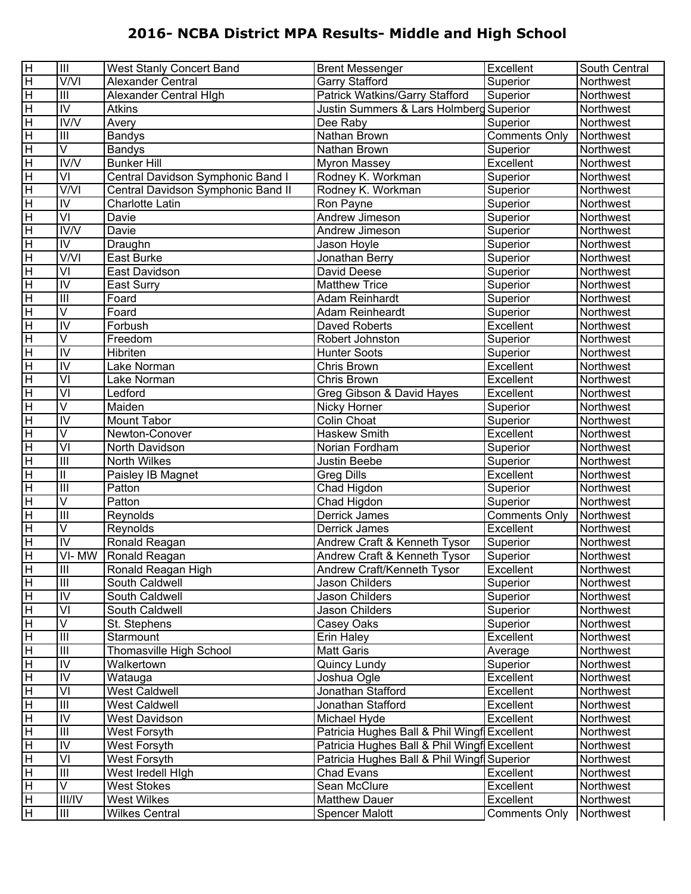## 2016- NCBA District MPA Results- Middle and High School

| | | | | | |
|---|---|---|---|---|---|
| H | III | West Stanly Concert Band | Brent Messenger | Excellent | South Central |
| H | V/VI | Alexander Central | Garry Stafford | Superior | Northwest |
| H | III | Alexander Central HIgh | Patrick Watkins/Garry Stafford | Superior | Northwest |
| H | IV | Atkins | Justin Summers & Lars Holmberg | Superior | Northwest |
| H | IV/V | Avery | Dee Raby | Superior | Northwest |
| H | III | Bandys | Nathan Brown | Comments Only | Northwest |
| H | V | Bandys | Nathan Brown | Superior | Northwest |
| H | IV/V | Bunker Hill | Myron Massey | Excellent | Northwest |
| H | VI | Central Davidson Symphonic Band I | Rodney K. Workman | Superior | Northwest |
| H | V/VI | Central Davidson Symphonic Band II | Rodney K. Workman | Superior | Northwest |
| H | IV | Charlotte Latin | Ron Payne | Superior | Northwest |
| H | VI | Davie | Andrew Jimeson | Superior | Northwest |
| H | IV/V | Davie | Andrew Jimeson | Superior | Northwest |
| H | IV | Draughn | Jason Hoyle | Superior | Northwest |
| H | V/VI | East Burke | Jonathan Berry | Superior | Northwest |
| H | VI | East Davidson | David Deese | Superior | Northwest |
| H | IV | East Surry | Matthew Trice | Superior | Northwest |
| H | III | Foard | Adam Reinhardt | Superior | Northwest |
| H | V | Foard | Adam Reinheardt | Superior | Northwest |
| H | IV | Forbush | Daved Roberts | Excellent | Northwest |
| H | V | Freedom | Robert Johnston | Superior | Northwest |
| H | IV | Hibriten | Hunter Soots | Superior | Northwest |
| H | IV | Lake Norman | Chris Brown | Excellent | Northwest |
| H | VI | Lake Norman | Chris Brown | Excellent | Northwest |
| H | VI | Ledford | Greg Gibson & David Hayes | Excellent | Northwest |
| H | V | Maiden | Nicky Horner | Superior | Northwest |
| H | IV | Mount Tabor | Colin Choat | Superior | Northwest |
| H | V | Newton-Conover | Haskew Smith | Excellent | Northwest |
| H | VI | North Davidson | Norian Fordham | Superior | Northwest |
| H | III | North Wilkes | Justin Beebe | Superior | Northwest |
| H | II | Paisley IB Magnet | Greg Dills | Excellent | Northwest |
| H | III | Patton | Chad Higdon | Superior | Northwest |
| H | V | Patton | Chad Higdon | Superior | Northwest |
| H | III | Reynolds | Derrick James | Comments Only | Northwest |
| H | V | Reynolds | Derrick James | Excellent | Northwest |
| H | IV | Ronald Reagan | Andrew Craft & Kenneth Tysor | Superior | Northwest |
| H | VI- MW | Ronald Reagan | Andrew Craft & Kenneth Tysor | Superior | Northwest |
| H | III | Ronald Reagan High | Andrew Craft/Kenneth Tysor | Excellent | Northwest |
| H | III | South Caldwell | Jason Childers | Superior | Northwest |
| H | IV | South Caldwell | Jason Childers | Superior | Northwest |
| H | VI | South Caldwell | Jason Childers | Superior | Northwest |
| H | V | St. Stephens | Casey Oaks | Superior | Northwest |
| H | III | Starmount | Erin Haley | Excellent | Northwest |
| H | III | Thomasville High School | Matt Garis | Average | Northwest |
| H | IV | Walkertown | Quincy Lundy | Superior | Northwest |
| H | IV | Watauga | Joshua Ogle | Excellent | Northwest |
| H | VI | West Caldwell | Jonathan Stafford | Excellent | Northwest |
| H | III | West Caldwell | Jonathan Stafford | Excellent | Northwest |
| H | IV | West Davidson | Michael Hyde | Excellent | Northwest |
| H | III | West Forsyth | Patricia Hughes Ball & Phil Wingf | Excellent | Northwest |
| H | IV | West Forsyth | Patricia Hughes Ball & Phil Wingf | Excellent | Northwest |
| H | VI | West Forsyth | Patricia Hughes Ball & Phil Wingf | Superior | Northwest |
| H | III | West Iredell HIgh | Chad Evans | Excellent | Northwest |
| H | V | West Stokes | Sean McClure | Excellent | Northwest |
| H | III/IV | West Wilkes | Matthew Dauer | Excellent | Northwest |
| H | III | Wilkes Central | Spencer Malott | Comments Only | Northwest |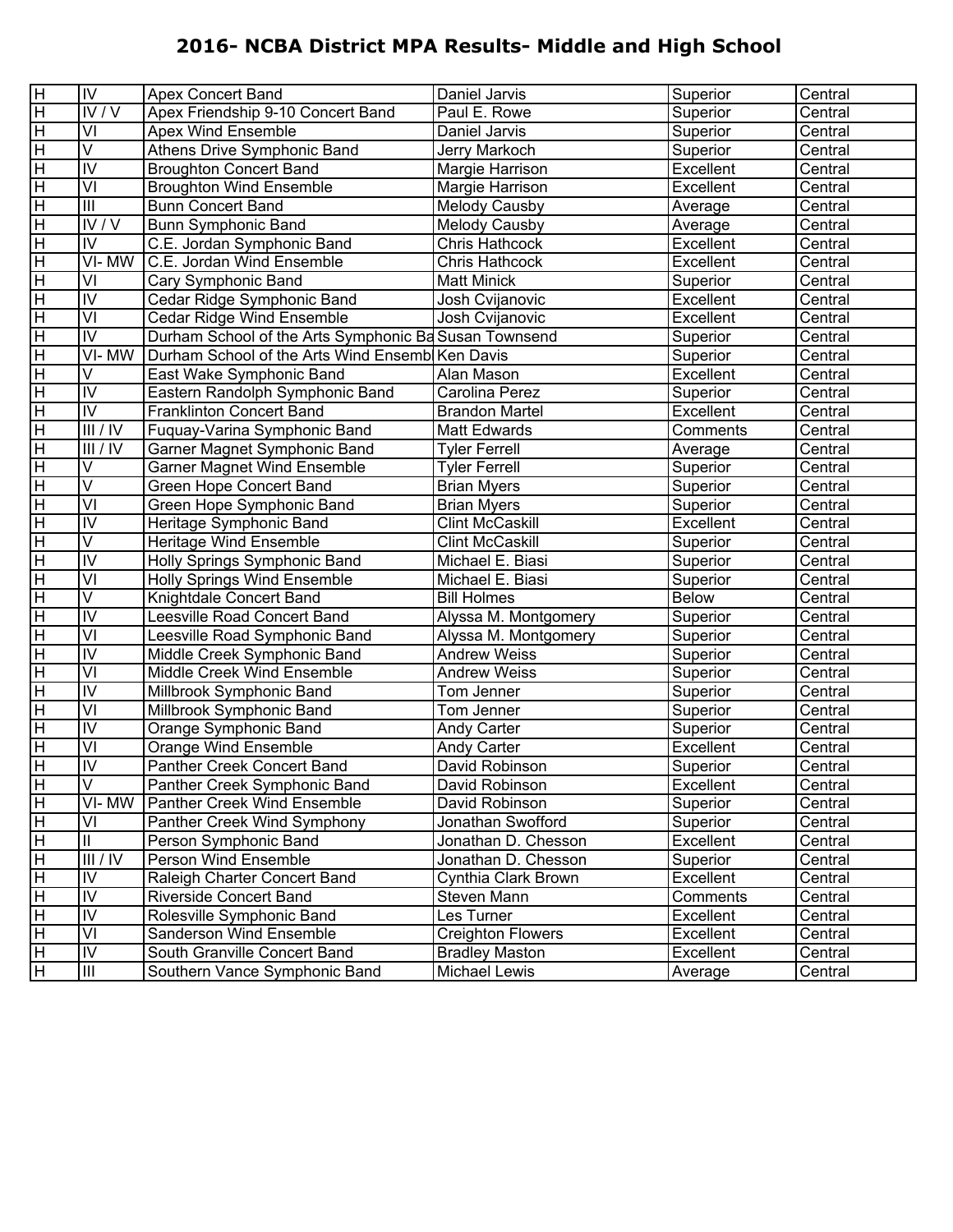# 2016- NCBA District MPA Results- Middle and High School

| | | | | | |
|---|---|---|---|---|---|
| H | IV | Apex Concert Band | Daniel Jarvis | Superior | Central |
| H | IV / V | Apex Friendship 9-10 Concert Band | Paul E. Rowe | Superior | Central |
| H | VI | Apex Wind Ensemble | Daniel Jarvis | Superior | Central |
| H | V | Athens Drive Symphonic Band | Jerry Markoch | Superior | Central |
| H | IV | Broughton Concert Band | Margie Harrison | Excellent | Central |
| H | VI | Broughton Wind Ensemble | Margie Harrison | Excellent | Central |
| H | III | Bunn Concert Band | Melody Causby | Average | Central |
| H | IV / V | Bunn Symphonic Band | Melody Causby | Average | Central |
| H | IV | C.E. Jordan Symphonic Band | Chris Hathcock | Excellent | Central |
| H | VI- MW | C.E. Jordan Wind Ensemble | Chris Hathcock | Excellent | Central |
| H | VI | Cary Symphonic Band | Matt Minick | Superior | Central |
| H | IV | Cedar Ridge Symphonic Band | Josh Cvijanovic | Excellent | Central |
| H | VI | Cedar Ridge Wind Ensemble | Josh Cvijanovic | Excellent | Central |
| H | IV | Durham School of the Arts Symphonic Ba | Susan Townsend | Superior | Central |
| H | VI- MW | Durham School of the Arts Wind Ensembl | Ken Davis | Superior | Central |
| H | V | East Wake Symphonic Band | Alan Mason | Excellent | Central |
| H | IV | Eastern Randolph Symphonic Band | Carolina Perez | Superior | Central |
| H | IV | Franklinton Concert Band | Brandon Martel | Excellent | Central |
| H | III / IV | Fuquay-Varina Symphonic Band | Matt Edwards | Comments | Central |
| H | III / IV | Garner Magnet Symphonic Band | Tyler Ferrell | Average | Central |
| H | V | Garner Magnet Wind Ensemble | Tyler Ferrell | Superior | Central |
| H | V | Green Hope Concert Band | Brian Myers | Superior | Central |
| H | VI | Green Hope Symphonic Band | Brian Myers | Superior | Central |
| H | IV | Heritage Symphonic Band | Clint McCaskill | Excellent | Central |
| H | V | Heritage Wind Ensemble | Clint McCaskill | Superior | Central |
| H | IV | Holly Springs Symphonic Band | Michael E. Biasi | Superior | Central |
| H | VI | Holly Springs Wind Ensemble | Michael E. Biasi | Superior | Central |
| H | V | Knightdale Concert Band | Bill Holmes | Below | Central |
| H | IV | Leesville Road Concert Band | Alyssa M. Montgomery | Superior | Central |
| H | VI | Leesville Road Symphonic Band | Alyssa M. Montgomery | Superior | Central |
| H | IV | Middle Creek Symphonic Band | Andrew Weiss | Superior | Central |
| H | VI | Middle Creek Wind Ensemble | Andrew Weiss | Superior | Central |
| H | IV | Millbrook Symphonic Band | Tom Jenner | Superior | Central |
| H | VI | Millbrook Symphonic Band | Tom Jenner | Superior | Central |
| H | IV | Orange Symphonic Band | Andy Carter | Superior | Central |
| H | VI | Orange Wind Ensemble | Andy Carter | Excellent | Central |
| H | IV | Panther Creek Concert Band | David Robinson | Superior | Central |
| H | V | Panther Creek Symphonic Band | David Robinson | Excellent | Central |
| H | VI- MW | Panther Creek Wind Ensemble | David Robinson | Superior | Central |
| H | VI | Panther Creek Wind Symphony | Jonathan Swofford | Superior | Central |
| H | II | Person Symphonic Band | Jonathan D. Chesson | Excellent | Central |
| H | III / IV | Person Wind Ensemble | Jonathan D. Chesson | Superior | Central |
| H | IV | Raleigh Charter Concert Band | Cynthia Clark Brown | Excellent | Central |
| H | IV | Riverside Concert Band | Steven Mann | Comments | Central |
| H | IV | Rolesville Symphonic Band | Les Turner | Excellent | Central |
| H | VI | Sanderson Wind Ensemble | Creighton Flowers | Excellent | Central |
| H | IV | South Granville Concert Band | Bradley Maston | Excellent | Central |
| H | III | Southern Vance Symphonic Band | Michael Lewis | Average | Central |